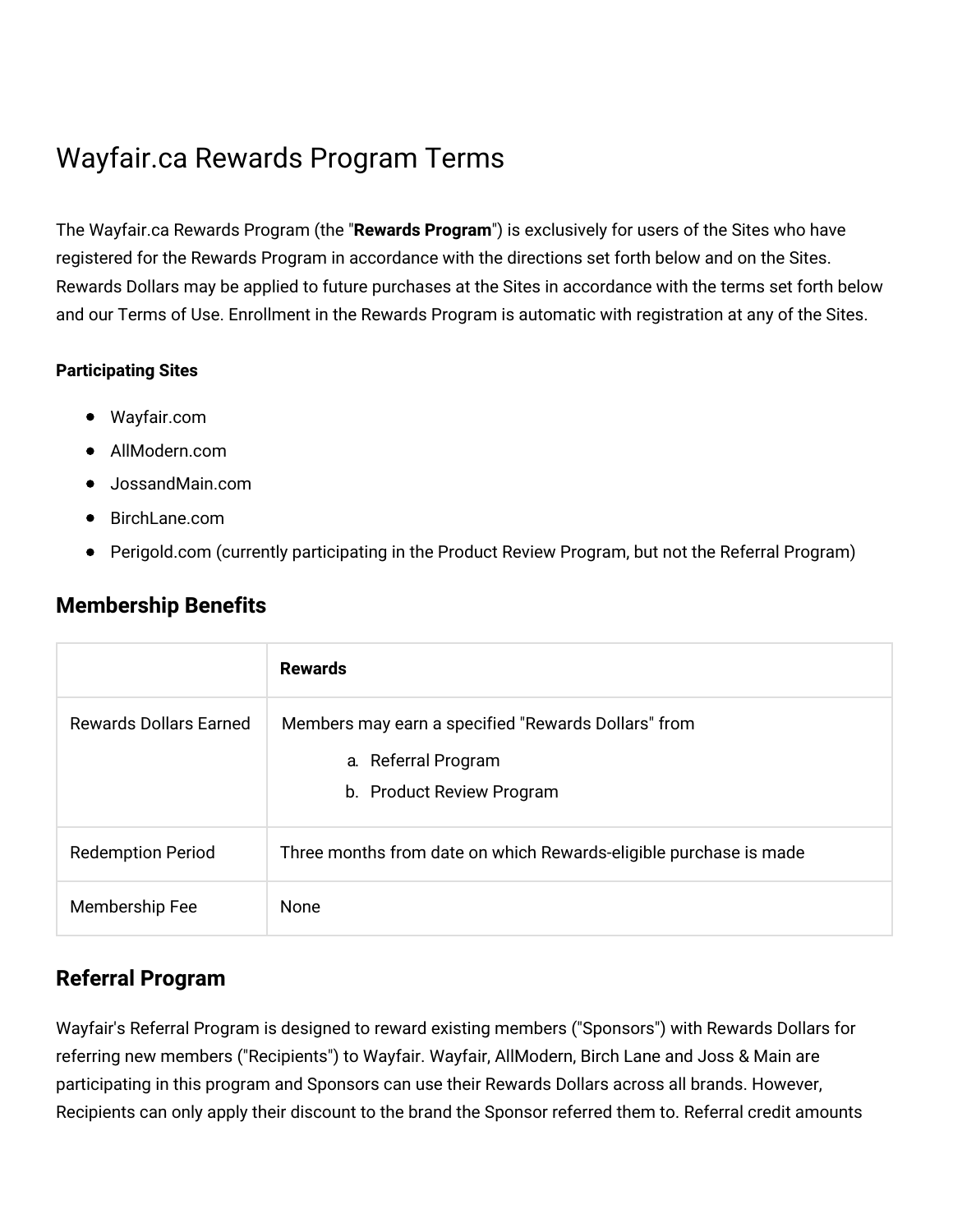# Wayfair.ca Rewards Program Terms

The Wayfair.ca Rewards Program (the "**Rewards Program**") is exclusively for users of the Sites who have registered for the Rewards Program in accordance with the directions set forth below and on the Sites. Rewards Dollars may be applied to future purchases at the Sites in accordance with the terms set forth below and our Terms of Use. Enrollment in the Rewards Program is automatic with registration at any of the Sites.

**Participating Sites**

- Wayfair.com
- AllModern.com
- JossandMain.com
- BirchLane.com
- Perigold.com (currently participating in the Product Review Program, but not the Referral Program)

## Membership Benefits

| | **Rewards** |
|---|---|
| Rewards Dollars Earned | Members may earn a specified "Rewards Dollars" from<br>a. Referral Program<br>b. Product Review Program |
| Redemption Period | Three months from date on which Rewards-eligible purchase is made |
| Membership Fee | None |

## Referral Program

Wayfair's Referral Program is designed to reward existing members ("Sponsors") with Rewards Dollars for referring new members ("Recipients") to Wayfair. Wayfair, AllModern, Birch Lane and Joss & Main are participating in this program and Sponsors can use their Rewards Dollars across all brands. However, Recipients can only apply their discount to the brand the Sponsor referred them to. Referral credit amounts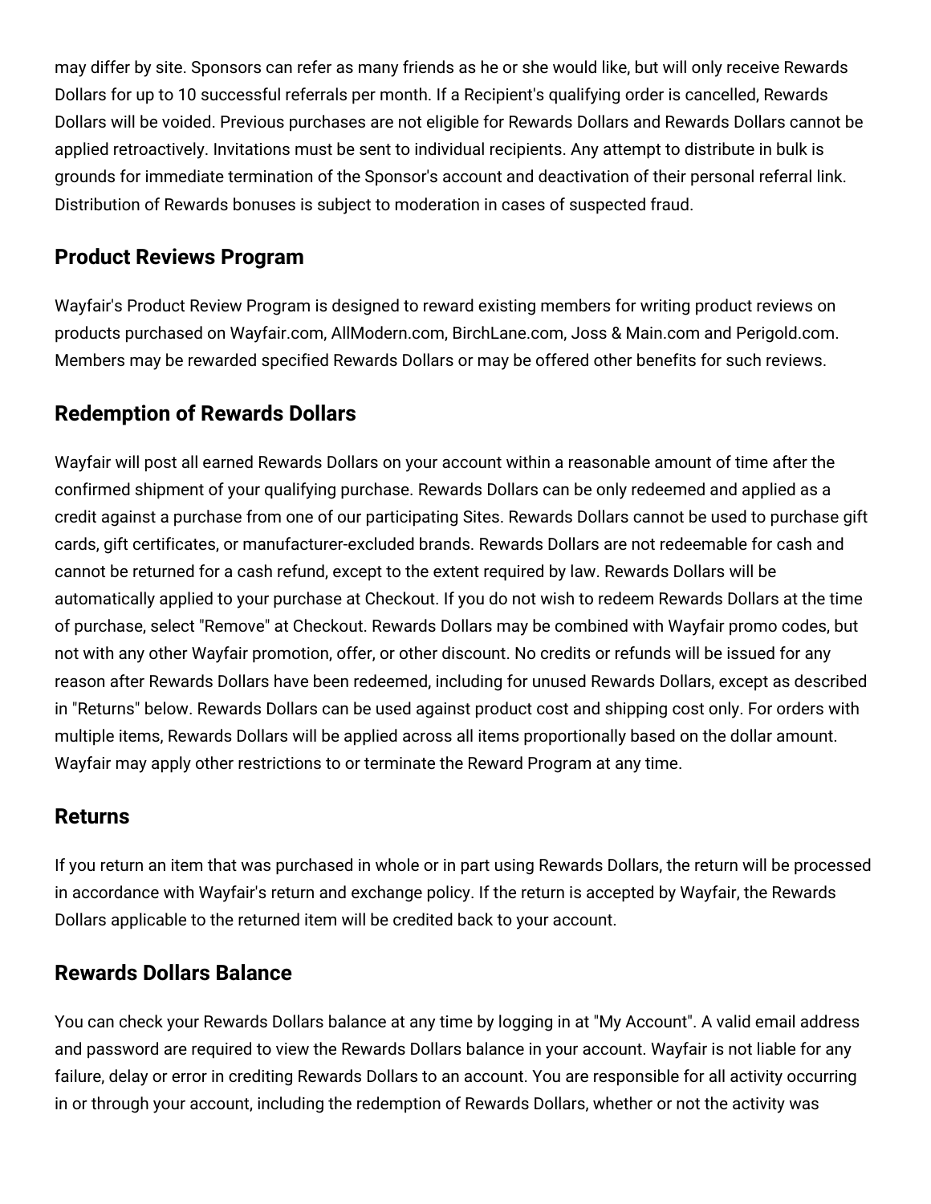may differ by site. Sponsors can refer as many friends as he or she would like, but will only receive Rewards Dollars for up to 10 successful referrals per month. If a Recipient's qualifying order is cancelled, Rewards Dollars will be voided. Previous purchases are not eligible for Rewards Dollars and Rewards Dollars cannot be applied retroactively. Invitations must be sent to individual recipients. Any attempt to distribute in bulk is grounds for immediate termination of the Sponsor's account and deactivation of their personal referral link. Distribution of Rewards bonuses is subject to moderation in cases of suspected fraud.

## Product Reviews Program

Wayfair's Product Review Program is designed to reward existing members for writing product reviews on products purchased on Wayfair.com, AllModern.com, BirchLane.com, Joss & Main.com and Perigold.com. Members may be rewarded specified Rewards Dollars or may be offered other benefits for such reviews.

## Redemption of Rewards Dollars

Wayfair will post all earned Rewards Dollars on your account within a reasonable amount of time after the confirmed shipment of your qualifying purchase. Rewards Dollars can be only redeemed and applied as a credit against a purchase from one of our participating Sites. Rewards Dollars cannot be used to purchase gift cards, gift certificates, or manufacturer-excluded brands. Rewards Dollars are not redeemable for cash and cannot be returned for a cash refund, except to the extent required by law. Rewards Dollars will be automatically applied to your purchase at Checkout. If you do not wish to redeem Rewards Dollars at the time of purchase, select "Remove" at Checkout. Rewards Dollars may be combined with Wayfair promo codes, but not with any other Wayfair promotion, offer, or other discount. No credits or refunds will be issued for any reason after Rewards Dollars have been redeemed, including for unused Rewards Dollars, except as described in "Returns" below. Rewards Dollars can be used against product cost and shipping cost only. For orders with multiple items, Rewards Dollars will be applied across all items proportionally based on the dollar amount. Wayfair may apply other restrictions to or terminate the Reward Program at any time.

## Returns

If you return an item that was purchased in whole or in part using Rewards Dollars, the return will be processed in accordance with Wayfair's return and exchange policy. If the return is accepted by Wayfair, the Rewards Dollars applicable to the returned item will be credited back to your account.

## Rewards Dollars Balance

You can check your Rewards Dollars balance at any time by logging in at "My Account". A valid email address and password are required to view the Rewards Dollars balance in your account. Wayfair is not liable for any failure, delay or error in crediting Rewards Dollars to an account. You are responsible for all activity occurring in or through your account, including the redemption of Rewards Dollars, whether or not the activity was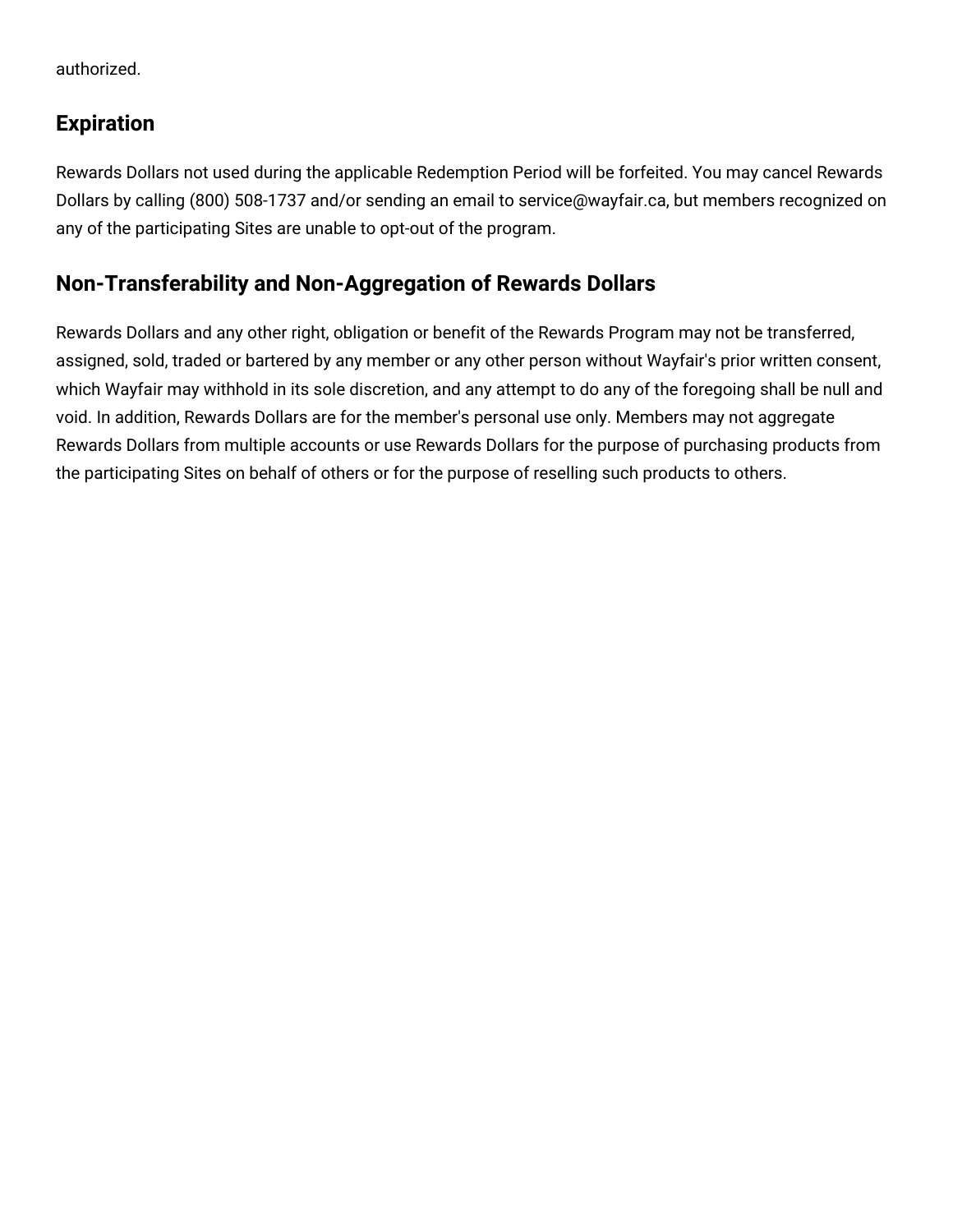authorized.

## Expiration

Rewards Dollars not used during the applicable Redemption Period will be forfeited. You may cancel Rewards Dollars by calling (800) 508-1737 and/or sending an email to service@wayfair.ca, but members recognized on any of the participating Sites are unable to opt-out of the program.

## Non-Transferability and Non-Aggregation of Rewards Dollars

Rewards Dollars and any other right, obligation or benefit of the Rewards Program may not be transferred, assigned, sold, traded or bartered by any member or any other person without Wayfair's prior written consent, which Wayfair may withhold in its sole discretion, and any attempt to do any of the foregoing shall be null and void. In addition, Rewards Dollars are for the member's personal use only. Members may not aggregate Rewards Dollars from multiple accounts or use Rewards Dollars for the purpose of purchasing products from the participating Sites on behalf of others or for the purpose of reselling such products to others.